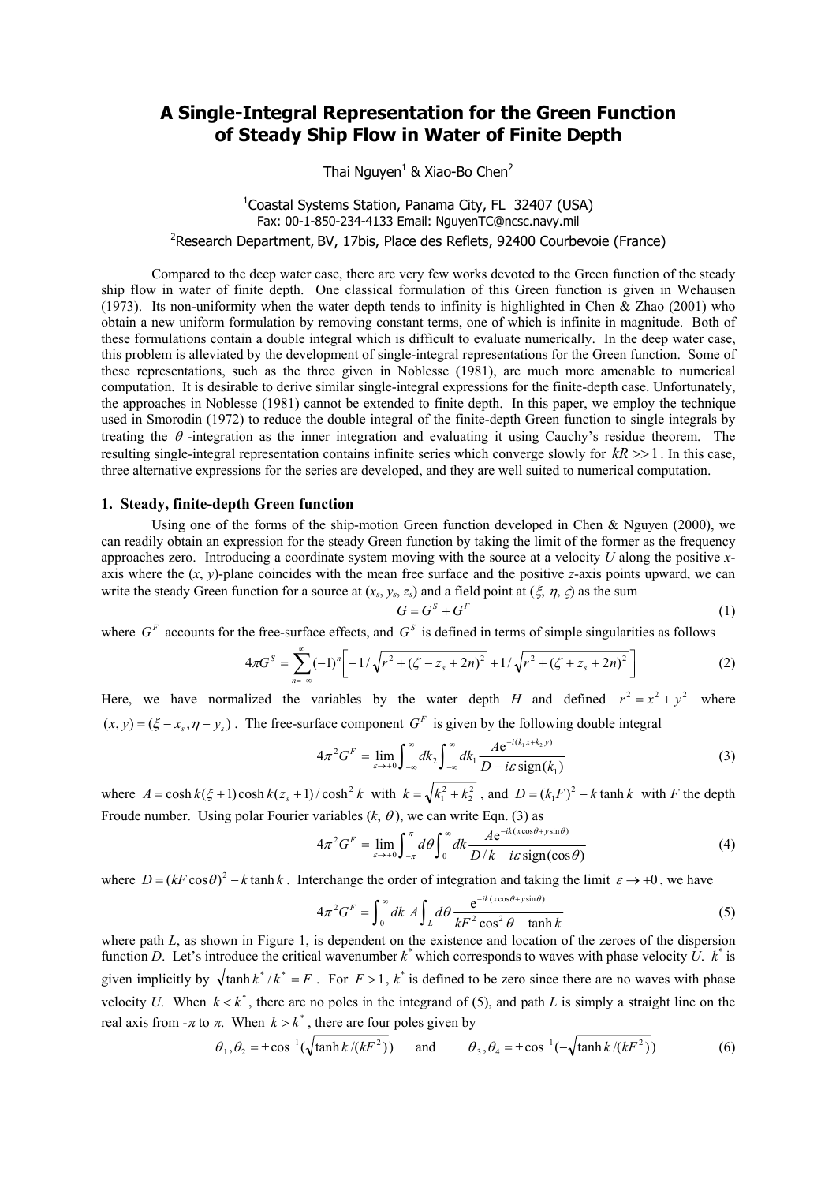# A Single-Integral Representation for the Green Function of Steady Ship Flow in Water of Finite Depth

Thai Nguyen[1] & Xiao-Bo Chen[2]

[1]Coastal Systems Station, Panama City, FL 32407 (USA)
Fax: 00-1-850-234-4133 Email: NguyenTC@ncsc.navy.mil

[2]Research Department, BV, 17bis, Place des Reflets, 92400 Courbevoie (France)

Compared to the deep water case, there are very few works devoted to the Green function of the steady ship flow in water of finite depth. One classical formulation of this Green function is given in Wehausen (1973). Its non-uniformity when the water depth tends to infinity is highlighted in Chen & Zhao (2001) who obtain a new uniform formulation by removing constant terms, one of which is infinite in magnitude. Both of these formulations contain a double integral which is difficult to evaluate numerically. In the deep water case, this problem is alleviated by the development of single-integral representations for the Green function. Some of these representations, such as the three given in Noblesse (1981), are much more amenable to numerical computation. It is desirable to derive similar single-integral expressions for the finite-depth case. Unfortunately, the approaches in Noblesse (1981) cannot be extended to finite depth. In this paper, we employ the technique used in Smorodin (1972) to reduce the double integral of the finite-depth Green function to single integrals by treating the $\theta$-integration as the inner integration and evaluating it using Cauchy's residue theorem. The resulting single-integral representation contains infinite series which converge slowly for $kR >> 1$. In this case, three alternative expressions for the series are developed, and they are well suited to numerical computation.

## 1. Steady, finite-depth Green function

Using one of the forms of the ship-motion Green function developed in Chen & Nguyen (2000), we can readily obtain an expression for the steady Green function by taking the limit of the former as the frequency approaches zero. Introducing a coordinate system moving with the source at a velocity $U$ along the positive $x$-axis where the ($x$, $y$)-plane coincides with the mean free surface and the positive $z$-axis points upward, we can write the steady Green function for a source at ($x_s$, $y_s$, $z_s$) and a field point at ($\xi$, $\eta$, $\zeta$) as the sum

$$G = G^S + G^F \tag{1}$$

where $G^F$ accounts for the free-surface effects, and $G^S$ is defined in terms of simple singularities as follows

$$4\pi G^S = \sum_{n=-\infty}^{\infty} (-1)^n \left[ -1/\sqrt{r^2 + (\zeta - z_s + 2n)^2} + 1/\sqrt{r^2 + (\zeta + z_s + 2n)^2} \right] \tag{2}$$

Here, we have normalized the variables by the water depth $H$ and defined $r^2 = x^2 + y^2$ where $(x, y) = (\xi - x_s, \eta - y_s)$. The free-surface component $G^F$ is given by the following double integral

$$4\pi^2 G^F = \lim_{\varepsilon \to +0} \int_{-\infty}^{\infty} dk_2 \int_{-\infty}^{\infty} dk_1 \frac{A e^{-i(k_1 x + k_2 y)}}{D - i\varepsilon\, \text{sign}(k_1)} \tag{3}$$

where $A = \cosh k(\xi + 1) \cosh k(z_s + 1) / \cosh^2 k$ with $k = \sqrt{k_1^2 + k_2^2}$, and $D = (k_1 F)^2 - k \tanh k$ with $F$ the depth Froude number. Using polar Fourier variables ($k$, $\theta$), we can write Eqn. (3) as

$$4\pi^2 G^F = \lim_{\varepsilon \to +0} \int_{-\pi}^{\pi} d\theta \int_0^{\infty} dk \frac{A e^{-ik(x\cos\theta + y\sin\theta)}}{D/k - i\varepsilon\, \text{sign}(\cos\theta)} \tag{4}$$

where $D = (kF\cos\theta)^2 - k\tanh k$. Interchange the order of integration and taking the limit $\varepsilon \to +0$, we have

$$4\pi^2 G^F = \int_0^{\infty} dk\ A \int_L d\theta \frac{e^{-ik(x\cos\theta + y\sin\theta)}}{kF^2\cos^2\theta - \tanh k} \tag{5}$$

where path $L$, as shown in Figure 1, is dependent on the existence and location of the zeroes of the dispersion function $D$. Let's introduce the critical wavenumber $k^*$ which corresponds to waves with phase velocity $U$. $k^*$ is given implicitly by $\sqrt{\tanh k^* / k^*} = F$. For $F > 1$, $k^*$ is defined to be zero since there are no waves with phase velocity $U$. When $k < k^*$, there are no poles in the integrand of (5), and path $L$ is simply a straight line on the real axis from $-\pi$ to $\pi$. When $k > k^*$, there are four poles given by

$$\theta_1, \theta_2 = \pm\cos^{-1}(\sqrt{\tanh k/(kF^2)}) \qquad \text{and} \qquad \theta_3, \theta_4 = \pm\cos^{-1}(-\sqrt{\tanh k/(kF^2)}) \tag{6}$$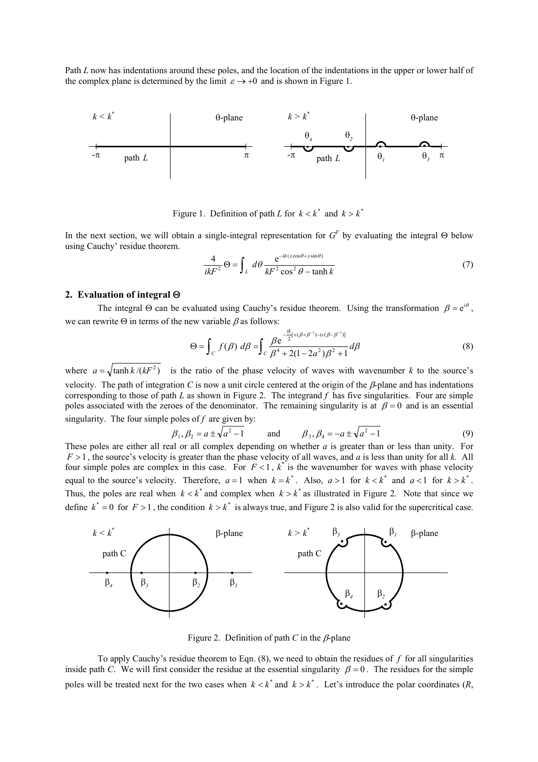Path $L$ now has indentations around these poles, and the location of the indentations in the upper or lower half of the complex plane is determined by the limit $\varepsilon \to +0$ and is shown in Figure 1.

Figure 1. Definition of path $L$ for $k < k^*$ and $k > k^*$

In the next section, we will obtain a single-integral representation for $G^F$ by evaluating the integral $\Theta$ below using Cauchy' residue theorem.

$$\frac{4}{ikF^2}\Theta = \int_L d\theta \frac{e^{-ik(x\cos\theta + y\sin\theta)}}{kF^2\cos^2\theta - \tanh k} \tag{7}$$

## 2. Evaluation of integral Θ

The integral $\Theta$ can be evaluated using Cauchy's residue theorem. Using the transformation $\beta = e^{i\theta}$, we can rewrite $\Theta$ in terms of the new variable $\beta$ as follows:

$$\Theta = \int_C f(\beta)\, d\beta = \int_C \frac{\beta e^{-\frac{ik}{2}[x(\beta+\beta^{-1}) - iy(\beta-\beta^{-1})]}}{\beta^4 + 2(1-2a^2)\beta^2 + 1} d\beta \tag{8}$$

where $a = \sqrt{\tanh k/(kF^2)}$ is the ratio of the phase velocity of waves with wavenumber $k$ to the source's velocity. The path of integration $C$ is now a unit circle centered at the origin of the $\beta$-plane and has indentations corresponding to those of path $L$ as shown in Figure 2. The integrand $f$ has five singularities. Four are simple poles associated with the zeroes of the denominator. The remaining singularity is at $\beta = 0$ and is an essential singularity. The four simple poles of $f$ are given by:

$$\beta_1, \beta_2 = a \pm \sqrt{a^2 - 1} \qquad \text{and} \qquad \beta_3, \beta_4 = -a \pm \sqrt{a^2 - 1} \tag{9}$$

These poles are either all real or all complex depending on whether $a$ is greater than or less than unity. For $F > 1$, the source's velocity is greater than the phase velocity of all waves, and $a$ is less than unity for all $k$. All four simple poles are complex in this case. For $F < 1$, $k^*$ is the wavenumber for waves with phase velocity equal to the source's velocity. Therefore, $a = 1$ when $k = k^*$. Also, $a > 1$ for $k < k^*$ and $a < 1$ for $k > k^*$. Thus, the poles are real when $k < k^*$ and complex when $k > k^*$ as illustrated in Figure 2. Note that since we define $k^* = 0$ for $F > 1$, the condition $k > k^*$ is always true, and Figure 2 is also valid for the supercritical case.

Figure 2. Definition of path $C$ in the $\beta$-plane

To apply Cauchy's residue theorem to Eqn. (8), we need to obtain the residues of $f$ for all singularities inside path $C$. We will first consider the residue at the essential singularity $\beta = 0$. The residues for the simple poles will be treated next for the two cases when $k < k^*$ and $k > k^*$. Let's introduce the polar coordinates ($R$,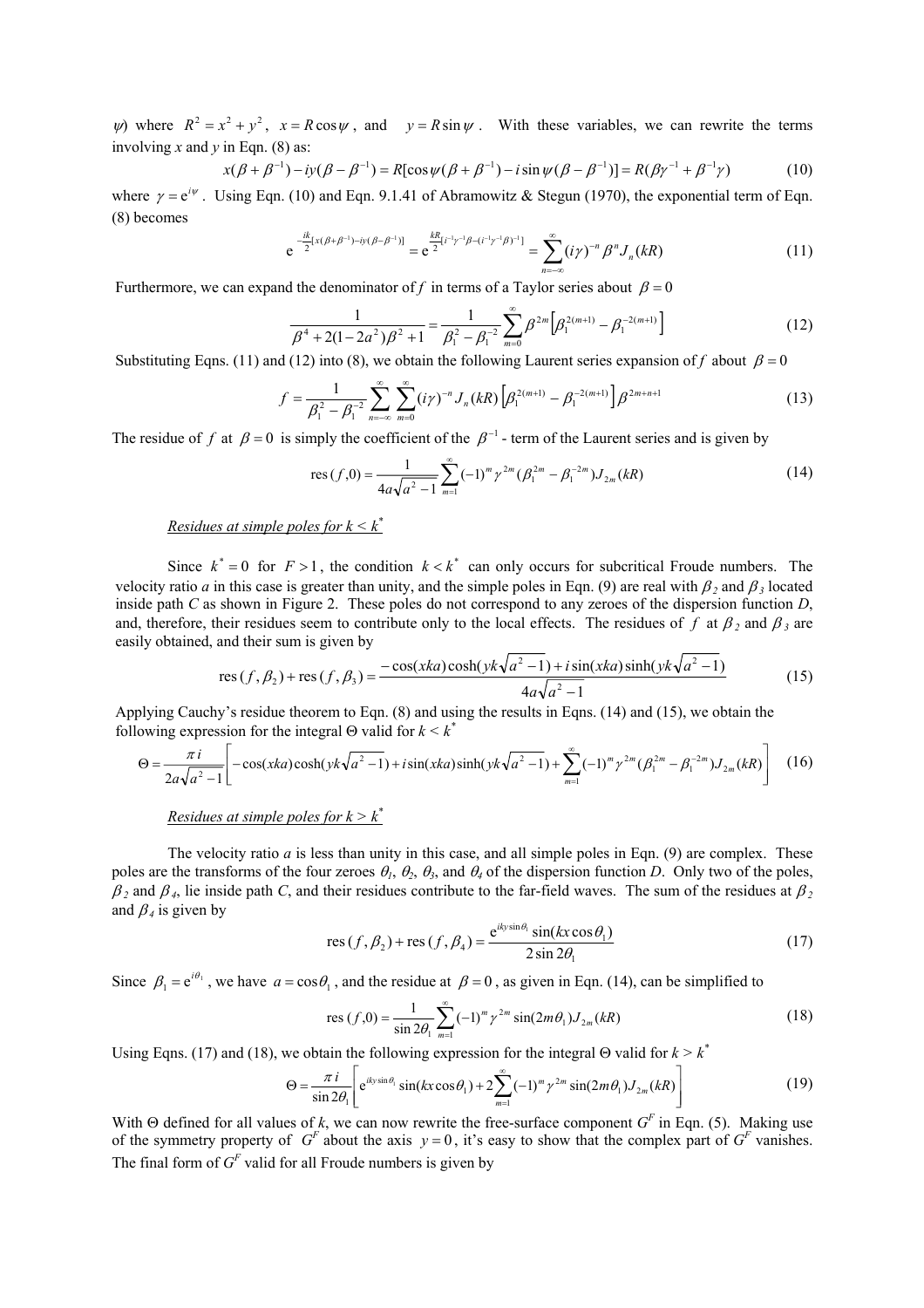$\psi$) where $R^2 = x^2 + y^2$, $x = R\cos\psi$, and $y = R\sin\psi$. With these variables, we can rewrite the terms involving *x* and *y* in Eqn. (8) as:

$$x(\beta + \beta^{-1}) - iy(\beta - \beta^{-1}) = R[\cos\psi(\beta + \beta^{-1}) - i\sin\psi(\beta - \beta^{-1})] = R(\beta\gamma^{-1} + \beta^{-1}\gamma) \tag{10}$$

where $\gamma = \mathrm{e}^{i\psi}$. Using Eqn. (10) and Eqn. 9.1.41 of Abramowitz & Stegun (1970), the exponential term of Eqn. (8) becomes

$$\mathrm{e}^{-\frac{ik}{2}[x(\beta+\beta^{-1}) - iy(\beta-\beta^{-1})]} = \mathrm{e}^{\frac{kR}{2}[i^{-1}\gamma^{-1}\beta - (i^{-1}\gamma^{-1}\beta)^{-1}]} = \sum_{n=-\infty}^{\infty}(i\gamma)^{-n}\beta^{n}J_n(kR) \tag{11}$$

Furthermore, we can expand the denominator of *f* in terms of a Taylor series about $\beta = 0$

$$\frac{1}{\beta^4 + 2(1-2a^2)\beta^2 + 1} = \frac{1}{\beta_1^2 - \beta_1^{-2}}\sum_{m=0}^{\infty}\beta^{2m}\left[\beta_1^{2(m+1)} - \beta_1^{-2(m+1)}\right] \tag{12}$$

Substituting Eqns. (11) and (12) into (8), we obtain the following Laurent series expansion of *f* about $\beta = 0$

$$f = \frac{1}{\beta_1^2 - \beta_1^{-2}}\sum_{n=-\infty}^{\infty}\sum_{m=0}^{\infty}(i\gamma)^{-n}J_n(kR)\left[\beta_1^{2(m+1)} - \beta_1^{-2(m+1)}\right]\beta^{2m+n+1} \tag{13}$$

The residue of *f* at $\beta = 0$ is simply the coefficient of the $\beta^{-1}$ - term of the Laurent series and is given by

$$\mathrm{res}\,(f,0) = \frac{1}{4a\sqrt{a^2-1}}\sum_{m=1}^{\infty}(-1)^m\gamma^{2m}(\beta_1^{2m} - \beta_1^{-2m})J_{2m}(kR) \tag{14}$$

*Residues at simple poles for $k < k^*$*

Since $k^* = 0$ for $F > 1$, the condition $k < k^*$ can only occurs for subcritical Froude numbers. The velocity ratio *a* in this case is greater than unity, and the simple poles in Eqn. (9) are real with $\beta_2$ and $\beta_3$ located inside path *C* as shown in Figure 2. These poles do not correspond to any zeroes of the dispersion function *D*, and, therefore, their residues seem to contribute only to the local effects. The residues of *f* at $\beta_2$ and $\beta_3$ are easily obtained, and their sum is given by

$$\mathrm{res}\,(f,\beta_2) + \mathrm{res}\,(f,\beta_3) = \frac{-\cos(xka)\cosh(yk\sqrt{a^2-1}) + i\sin(xka)\sinh(yk\sqrt{a^2-1})}{4a\sqrt{a^2-1}} \tag{15}$$

Applying Cauchy's residue theorem to Eqn. (8) and using the results in Eqns. (14) and (15), we obtain the following expression for the integral Θ valid for $k < k^*$

$$\Theta = \frac{\pi i}{2a\sqrt{a^2-1}}\left[-\cos(xka)\cosh(yk\sqrt{a^2-1}) + i\sin(xka)\sinh(yk\sqrt{a^2-1}) + \sum_{m=1}^{\infty}(-1)^m\gamma^{2m}(\beta_1^{2m} - \beta_1^{-2m})J_{2m}(kR)\right] \tag{16}$$

*Residues at simple poles for $k > k^*$*

The velocity ratio *a* is less than unity in this case, and all simple poles in Eqn. (9) are complex. These poles are the transforms of the four zeroes $\theta_1$, $\theta_2$, $\theta_3$, and $\theta_4$ of the dispersion function *D*. Only two of the poles, $\beta_2$ and $\beta_4$, lie inside path *C*, and their residues contribute to the far-field waves. The sum of the residues at $\beta_2$ and $\beta_4$ is given by

$$\mathrm{res}\,(f,\beta_2) + \mathrm{res}\,(f,\beta_4) = \frac{\mathrm{e}^{iky\sin\theta_1}\sin(kx\cos\theta_1)}{2\sin 2\theta_1} \tag{17}$$

Since $\beta_1 = \mathrm{e}^{i\theta_1}$, we have $a = \cos\theta_1$, and the residue at $\beta = 0$, as given in Eqn. (14), can be simplified to

$$\mathrm{res}\,(f,0) = \frac{1}{\sin 2\theta_1}\sum_{m=1}^{\infty}(-1)^m\gamma^{2m}\sin(2m\theta_1)J_{2m}(kR) \tag{18}$$

Using Eqns. (17) and (18), we obtain the following expression for the integral Θ valid for $k > k^*$

$$\Theta = \frac{\pi i}{\sin 2\theta_1}\left[\mathrm{e}^{iky\sin\theta_1}\sin(kx\cos\theta_1) + 2\sum_{m=1}^{\infty}(-1)^m\gamma^{2m}\sin(2m\theta_1)J_{2m}(kR)\right] \tag{19}$$

With Θ defined for all values of *k*, we can now rewrite the free-surface component $G^F$ in Eqn. (5). Making use of the symmetry property of $G^F$ about the axis $y = 0$, it's easy to show that the complex part of $G^F$ vanishes. The final form of $G^F$ valid for all Froude numbers is given by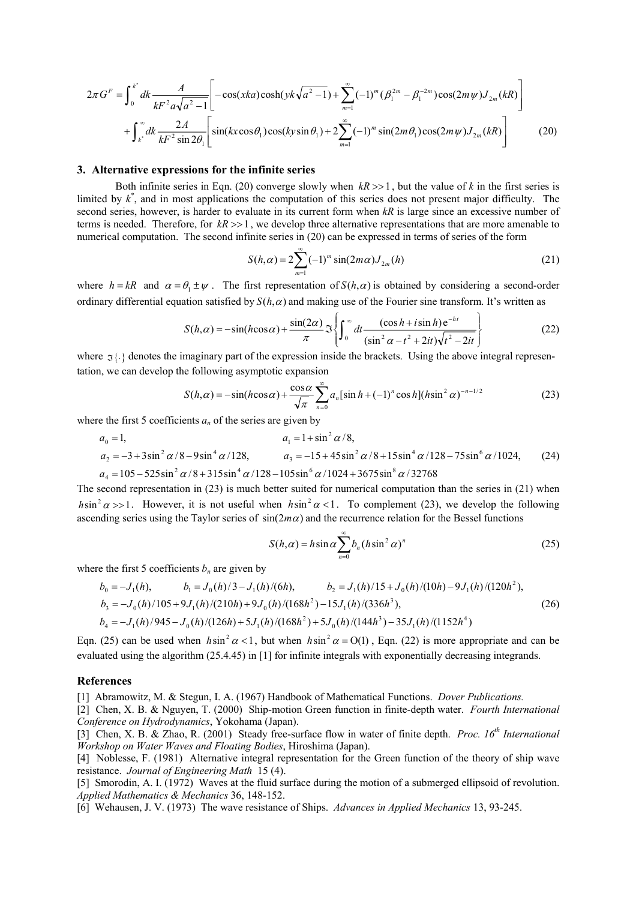$$
2\pi G^F = \int_0^{k^*} dk \frac{A}{kF^2 a\sqrt{a^2-1}}\left[-\cos(xka)\cosh(yk\sqrt{a^2-1}) + \sum_{m=1}^{\infty}(-1)^m(\beta_1^{2m}-\beta_1^{-2m})\cos(2m\psi)J_{2m}(kR)\right]
$$

$$
+\int_{k^*}^{\infty} dk \frac{2A}{kF^2 \sin 2\theta_1}\left[\sin(kx\cos\theta_1)\cos(ky\sin\theta_1) + 2\sum_{m=1}^{\infty}(-1)^m \sin(2m\theta_1)\cos(2m\psi)J_{2m}(kR)\right] \tag{20}
$$

## 3. Alternative expressions for the infinite series

Both infinite series in Eqn. (20) converge slowly when $kR >> 1$, but the value of $k$ in the first series is limited by $k^*$, and in most applications the computation of this series does not present major difficulty. The second series, however, is harder to evaluate in its current form when $kR$ is large since an excessive number of terms is needed. Therefore, for $kR >> 1$, we develop three alternative representations that are more amenable to numerical computation. The second infinite series in (20) can be expressed in terms of series of the form

$$
S(h,\alpha) = 2\sum_{m=1}^{\infty}(-1)^m \sin(2m\alpha)J_{2m}(h) \tag{21}
$$

where $h = kR$ and $\alpha = \theta_1 \pm \psi$. The first representation of $S(h,\alpha)$ is obtained by considering a second-order ordinary differential equation satisfied by $S(h,\alpha)$ and making use of the Fourier sine transform. It's written as

$$
S(h,\alpha) = -\sin(h\cos\alpha) + \frac{\sin(2\alpha)}{\pi}\Im\left\{\int_0^{\infty} dt \frac{(\cos h + i\sin h)\mathrm{e}^{-ht}}{(\sin^2\alpha - t^2 + 2it)\sqrt{t^2-2it}}\right\} \tag{22}
$$

where $\Im\{\cdot\}$ denotes the imaginary part of the expression inside the brackets. Using the above integral representation, we can develop the following asymptotic expansion

$$
S(h,\alpha) = -\sin(h\cos\alpha) + \frac{\cos\alpha}{\sqrt{\pi}}\sum_{n=0}^{\infty} a_n[\sin h + (-1)^n\cos h](h\sin^2\alpha)^{-n-1/2} \tag{23}
$$

where the first 5 coefficients $a_n$ of the series are given by

$$
\begin{aligned}
&a_0 = 1, && a_1 = 1 + \sin^2\alpha/8,\\
&a_2 = -3 + 3\sin^2\alpha/8 - 9\sin^4\alpha/128, && a_3 = -15 + 45\sin^2\alpha/8 + 15\sin^4\alpha/128 - 75\sin^6\alpha/1024,\\
&a_4 = 105 - 525\sin^2\alpha/8 + 315\sin^4\alpha/128 - 105\sin^6\alpha/1024 + 3675\sin^8\alpha/32768
\end{aligned} \tag{24}
$$

The second representation in (23) is much better suited for numerical computation than the series in (21) when $h\sin^2\alpha >> 1$. However, it is not useful when $h\sin^2\alpha < 1$. To complement (23), we develop the following ascending series using the Taylor series of $\sin(2m\alpha)$ and the recurrence relation for the Bessel functions

$$
S(h,\alpha) = h\sin\alpha\sum_{n=0}^{\infty} b_n(h\sin^2\alpha)^n \tag{25}
$$

where the first 5 coefficients $b_n$ are given by

$$
\begin{aligned}
&b_0 = -J_1(h), \quad b_1 = J_0(h)/3 - J_1(h)/(6h), \quad b_2 = J_1(h)/15 + J_0(h)/(10h) - 9J_1(h)/(120h^2),\\
&b_3 = -J_0(h)/105 + 9J_1(h)/(210h) + 9J_0(h)/(168h^2) - 15J_1(h)/(336h^3),\\
&b_4 = -J_1(h)/945 - J_0(h)/(126h) + 5J_1(h)/(168h^2) + 5J_0(h)/(144h^3) - 35J_1(h)/(1152h^4)
\end{aligned} \tag{26}
$$

Eqn. (25) can be used when $h\sin^2\alpha < 1$, but when $h\sin^2\alpha = \mathrm{O}(1)$, Eqn. (22) is more appropriate and can be evaluated using the algorithm (25.4.45) in [1] for infinite integrals with exponentially decreasing integrands.

## References

[1] Abramowitz, M. & Stegun, I. A. (1967) Handbook of Mathematical Functions. *Dover Publications.*

[2] Chen, X. B. & Nguyen, T. (2000) Ship-motion Green function in finite-depth water. *Fourth International Conference on Hydrodynamics*, Yokohama (Japan).

[3] Chen, X. B. & Zhao, R. (2001) Steady free-surface flow in water of finite depth. *Proc. 16th International Workshop on Water Waves and Floating Bodies*, Hiroshima (Japan).

[4] Noblesse, F. (1981) Alternative integral representation for the Green function of the theory of ship wave resistance. *Journal of Engineering Math* 15 (4).

[5] Smorodin, A. I. (1972) Waves at the fluid surface during the motion of a submerged ellipsoid of revolution. *Applied Mathematics & Mechanics* 36, 148-152.

[6] Wehausen, J. V. (1973) The wave resistance of Ships. *Advances in Applied Mechanics* 13, 93-245.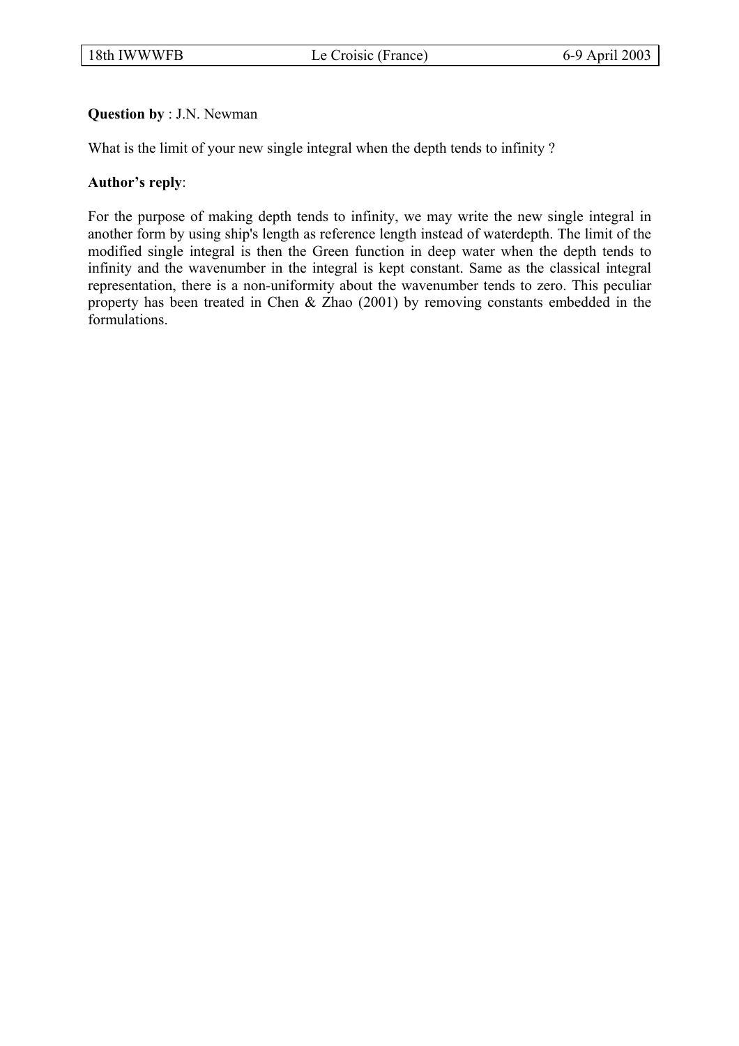**Question by** : J.N. Newman

What is the limit of your new single integral when the depth tends to infinity ?

**Author's reply**:

For the purpose of making depth tends to infinity, we may write the new single integral in another form by using ship's length as reference length instead of waterdepth. The limit of the modified single integral is then the Green function in deep water when the depth tends to infinity and the wavenumber in the integral is kept constant. Same as the classical integral representation, there is a non-uniformity about the wavenumber tends to zero. This peculiar property has been treated in Chen & Zhao (2001) by removing constants embedded in the formulations.